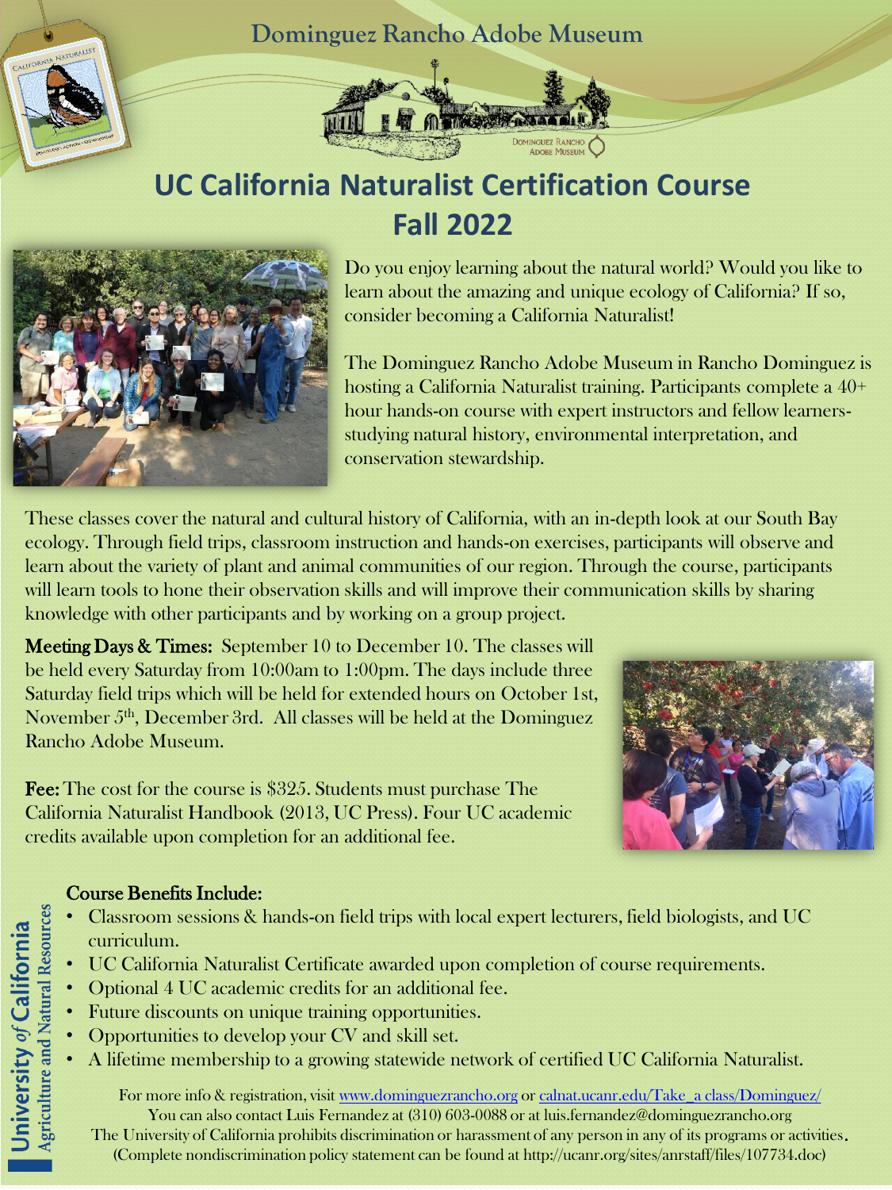Dominguez Rancho Adobe Museum

# UC California Naturalist Certification Course
## Fall 2022

Do you enjoy learning about the natural world? Would you like to learn about the amazing and unique ecology of California? If so, consider becoming a California Naturalist!

The Dominguez Rancho Adobe Museum in Rancho Dominguez is hosting a California Naturalist training. Participants complete a 40+ hour hands-on course with expert instructors and fellow learners-studying natural history, environmental interpretation, and conservation stewardship.

These classes cover the natural and cultural history of California, with an in-depth look at our South Bay ecology. Through field trips, classroom instruction and hands-on exercises, participants will observe and learn about the variety of plant and animal communities of our region. Through the course, participants will learn tools to hone their observation skills and will improve their communication skills by sharing knowledge with other participants and by working on a group project.

**Meeting Days & Times:** September 10 to December 10. The classes will be held every Saturday from 10:00am to 1:00pm. The days include three Saturday field trips which will be held for extended hours on October 1st, November 5th, December 3rd. All classes will be held at the Dominguez Rancho Adobe Museum.

**Fee:** The cost for the course is $325. Students must purchase The California Naturalist Handbook (2013, UC Press). Four UC academic credits available upon completion for an additional fee.

**Course Benefits Include:**

- Classroom sessions & hands-on field trips with local expert lecturers, field biologists, and UC curriculum.
- UC California Naturalist Certificate awarded upon completion of course requirements.
- Optional 4 UC academic credits for an additional fee.
- Future discounts on unique training opportunities.
- Opportunities to develop your CV and skill set.
- A lifetime membership to a growing statewide network of certified UC California Naturalist.

For more info & registration, visit www.dominguezrancho.org or calnat.ucanr.edu/Take_a class/Dominguez/
You can also contact Luis Fernandez at (310) 603-0088 or at luis.fernandez@dominguezrancho.org
The University of California prohibits discrimination or harassment of any person in any of its programs or activities.
(Complete nondiscrimination policy statement can be found at http://ucanr.org/sites/anrstaff/files/107734.doc)

University of California Agriculture and Natural Resources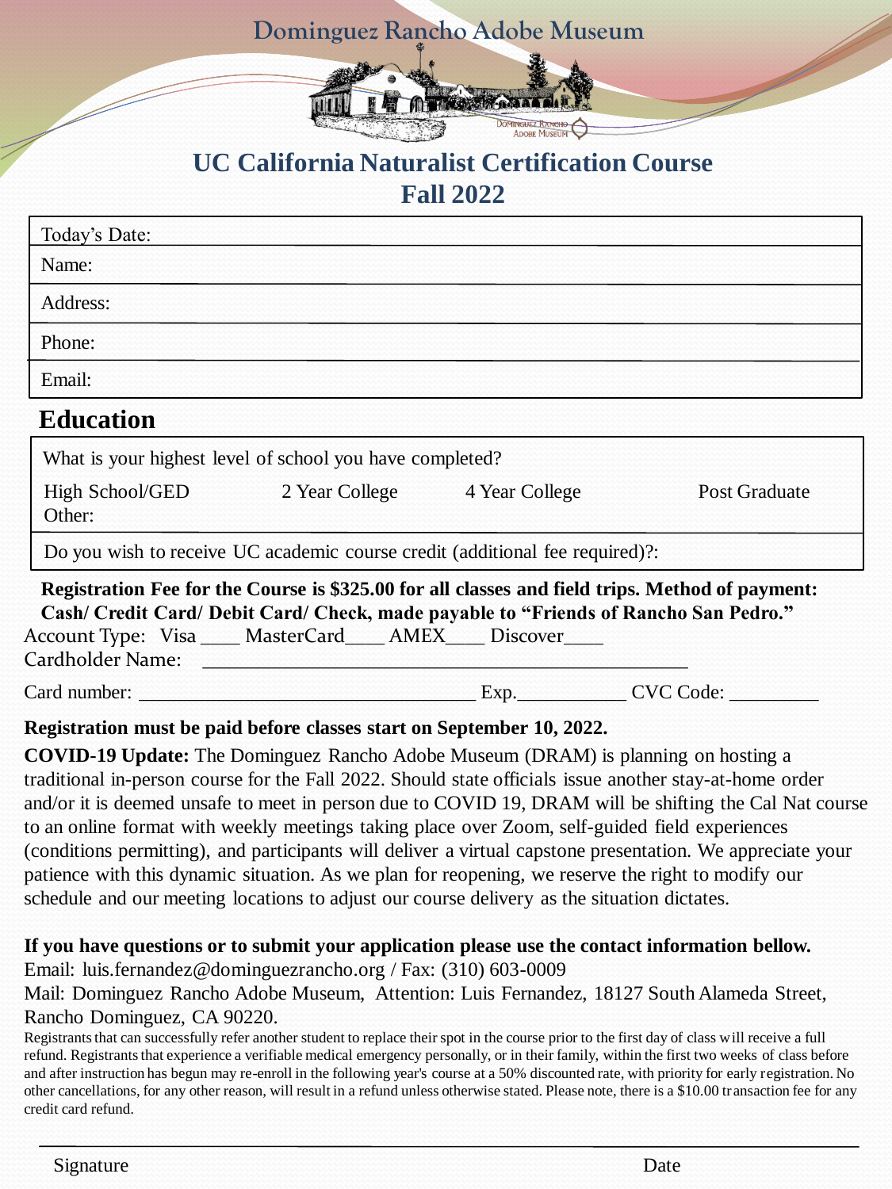# Dominguez Rancho Adobe Museum

## UC California Naturalist Certification Course
## Fall 2022

| |
|---|
| Today's Date: |
| Name: |
| Address: |
| Phone: |
| Email: |

## Education

What is your highest level of school you have completed?

High School/GED    2 Year College    4 Year College    Post Graduate
Other:

Do you wish to receive UC academic course credit (additional fee required)?:

**Registration Fee for the Course is $325.00 for all classes and field trips. Method of payment: Cash/ Credit Card/ Debit Card/ Check, made payable to "Friends of Rancho San Pedro."**

Account Type: Visa ____ MasterCard____ AMEX____ Discover____
Cardholder Name: ______________________________________________

Card number: _________________________________ Exp.__________ CVC Code: _________

**Registration must be paid before classes start on September 10, 2022.**

**COVID-19 Update:** The Dominguez Rancho Adobe Museum (DRAM) is planning on hosting a traditional in-person course for the Fall 2022. Should state officials issue another stay-at-home order and/or it is deemed unsafe to meet in person due to COVID 19, DRAM will be shifting the Cal Nat course to an online format with weekly meetings taking place over Zoom, self-guided field experiences (conditions permitting), and participants will deliver a virtual capstone presentation. We appreciate your patience with this dynamic situation. As we plan for reopening, we reserve the right to modify our schedule and our meeting locations to adjust our course delivery as the situation dictates.

**If you have questions or to submit your application please use the contact information bellow.**
Email: luis.fernandez@dominguezrancho.org / Fax: (310) 603-0009
Mail: Dominguez Rancho Adobe Museum, Attention: Luis Fernandez, 18127 South Alameda Street, Rancho Dominguez, CA 90220.

Registrants that can successfully refer another student to replace their spot in the course prior to the first day of class will receive a full refund. Registrants that experience a verifiable medical emergency personally, or in their family, within the first two weeks of class before and after instruction has begun may re-enroll in the following year's course at a 50% discounted rate, with priority for early registration. No other cancellations, for any other reason, will result in a refund unless otherwise stated. Please note, there is a $10.00 transaction fee for any credit card refund.

Signature    Date